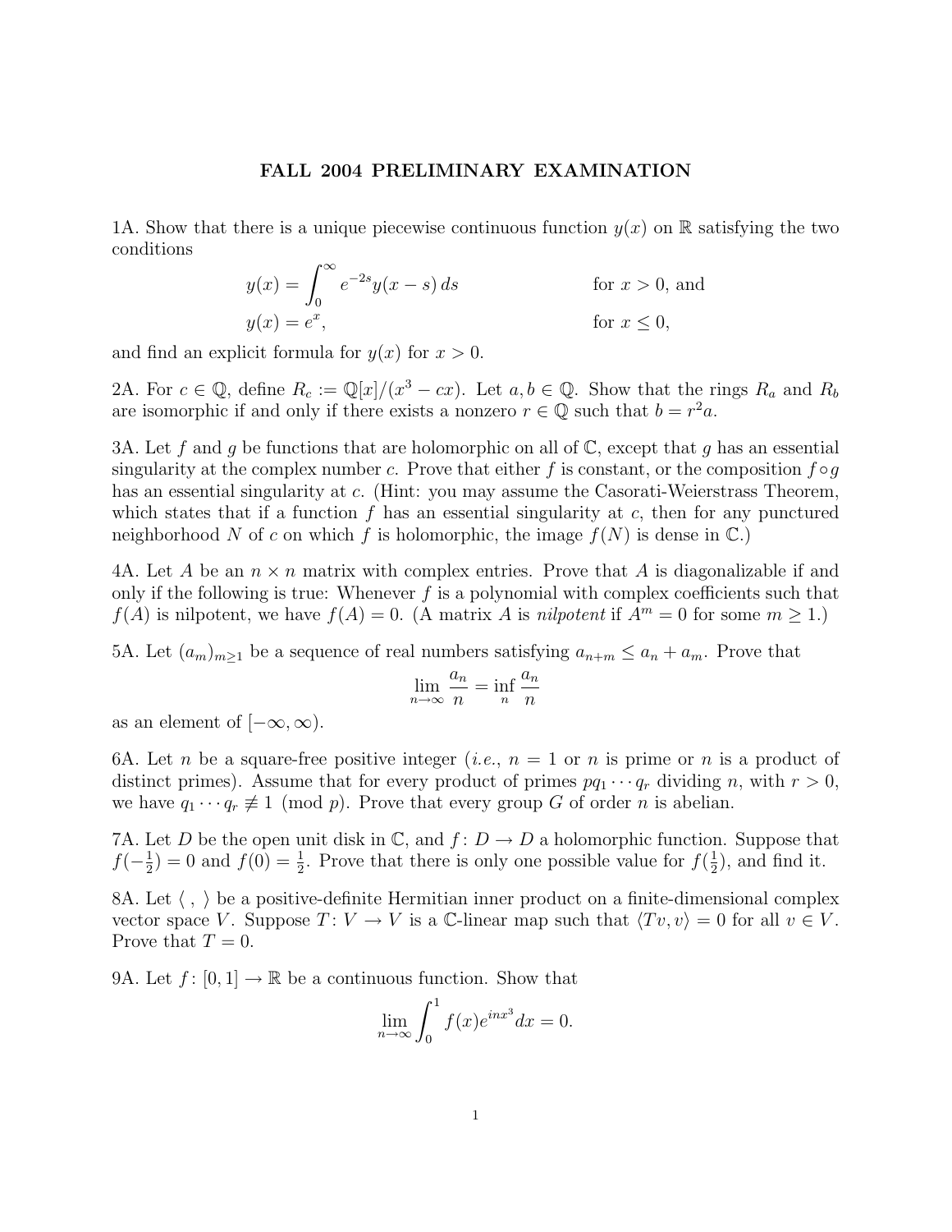# FALL 2004 PRELIMINARY EXAMINATION

1A. Show that there is a unique piecewise continuous function $y(x)$ on $\mathbb{R}$ satisfying the two conditions

$$
\begin{aligned}
y(x) &= \int_0^\infty e^{-2s} y(x-s)\, ds && \text{for } x > 0, \text{ and} \\
y(x) &= e^x, && \text{for } x \leq 0,
\end{aligned}
$$

and find an explicit formula for $y(x)$ for $x > 0$.

2A. For $c \in \mathbb{Q}$, define $R_c := \mathbb{Q}[x]/(x^3 - cx)$. Let $a, b \in \mathbb{Q}$. Show that the rings $R_a$ and $R_b$ are isomorphic if and only if there exists a nonzero $r \in \mathbb{Q}$ such that $b = r^2 a$.

3A. Let $f$ and $g$ be functions that are holomorphic on all of $\mathbb{C}$, except that $g$ has an essential singularity at the complex number $c$. Prove that either $f$ is constant, or the composition $f \circ g$ has an essential singularity at $c$. (Hint: you may assume the Casorati-Weierstrass Theorem, which states that if a function $f$ has an essential singularity at $c$, then for any punctured neighborhood $N$ of $c$ on which $f$ is holomorphic, the image $f(N)$ is dense in $\mathbb{C}$.)

4A. Let $A$ be an $n \times n$ matrix with complex entries. Prove that $A$ is diagonalizable if and only if the following is true: Whenever $f$ is a polynomial with complex coefficients such that $f(A)$ is nilpotent, we have $f(A) = 0$. (A matrix $A$ is *nilpotent* if $A^m = 0$ for some $m \geq 1$.)

5A. Let $(a_m)_{m \geq 1}$ be a sequence of real numbers satisfying $a_{n+m} \leq a_n + a_m$. Prove that

$$
\lim_{n \to \infty} \frac{a_n}{n} = \inf_n \frac{a_n}{n}
$$

as an element of $[-\infty, \infty)$.

6A. Let $n$ be a square-free positive integer (*i.e.*, $n = 1$ or $n$ is prime or $n$ is a product of distinct primes). Assume that for every product of primes $pq_1 \cdots q_r$ dividing $n$, with $r > 0$, we have $q_1 \cdots q_r \not\equiv 1 \pmod{p}$. Prove that every group $G$ of order $n$ is abelian.

7A. Let $D$ be the open unit disk in $\mathbb{C}$, and $f \colon D \to D$ a holomorphic function. Suppose that $f(-\frac{1}{2}) = 0$ and $f(0) = \frac{1}{2}$. Prove that there is only one possible value for $f(\frac{1}{2})$, and find it.

8A. Let $\langle\ ,\ \rangle$ be a positive-definite Hermitian inner product on a finite-dimensional complex vector space $V$. Suppose $T \colon V \to V$ is a $\mathbb{C}$-linear map such that $\langle Tv, v \rangle = 0$ for all $v \in V$. Prove that $T = 0$.

9A. Let $f \colon [0, 1] \to \mathbb{R}$ be a continuous function. Show that

$$
\lim_{n \to \infty} \int_0^1 f(x) e^{inx^3} dx = 0.
$$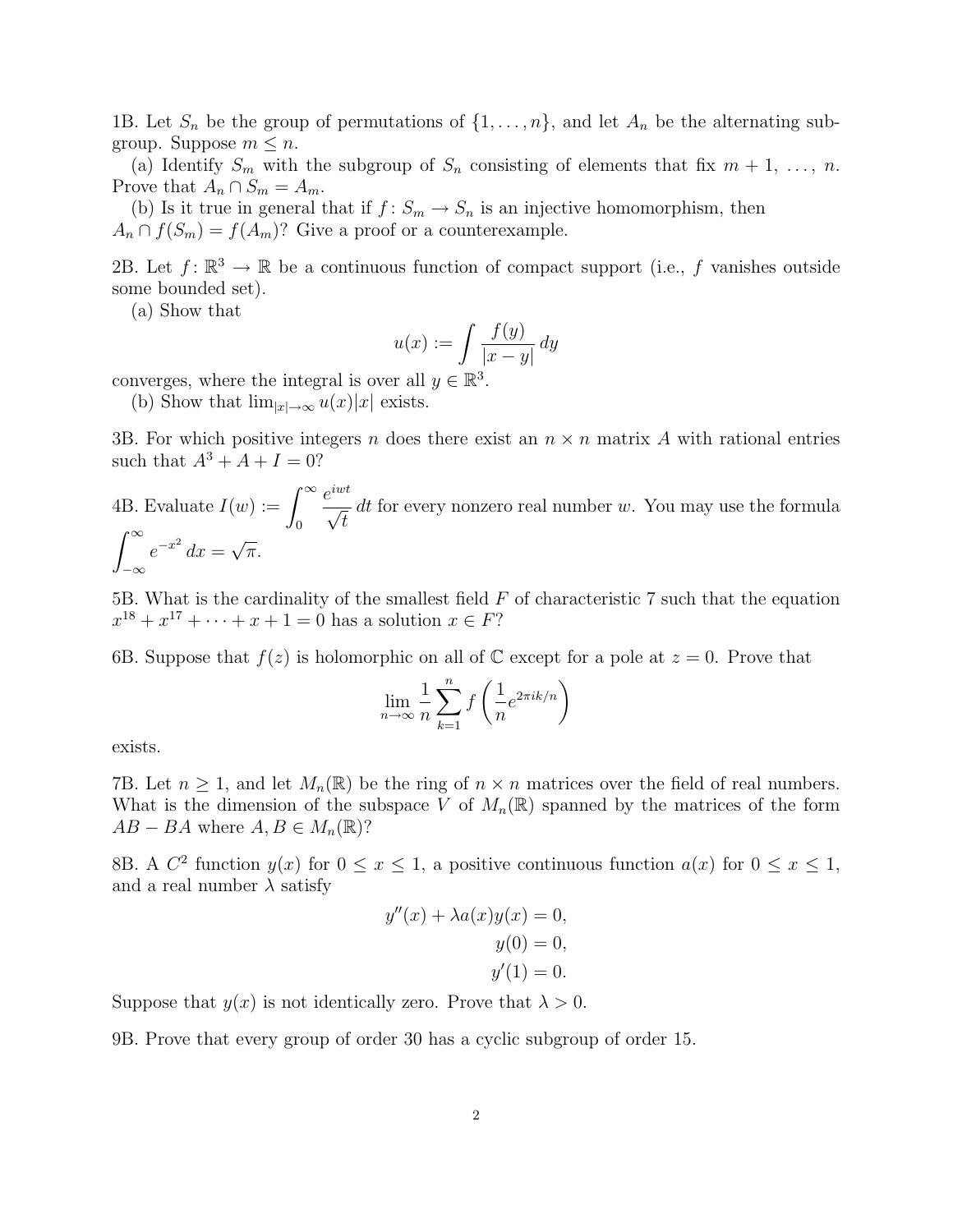1B. Let $S_n$ be the group of permutations of $\{1, \ldots, n\}$, and let $A_n$ be the alternating subgroup. Suppose $m \leq n$.

(a) Identify $S_m$ with the subgroup of $S_n$ consisting of elements that fix $m+1, \ldots, n$. Prove that $A_n \cap S_m = A_m$.

(b) Is it true in general that if $f \colon S_m \to S_n$ is an injective homomorphism, then $A_n \cap f(S_m) = f(A_m)$? Give a proof or a counterexample.

2B. Let $f \colon \mathbb{R}^3 \to \mathbb{R}$ be a continuous function of compact support (i.e., $f$ vanishes outside some bounded set).

(a) Show that

$$u(x) := \int \frac{f(y)}{|x-y|}\, dy$$

converges, where the integral is over all $y \in \mathbb{R}^3$.

(b) Show that $\lim_{|x| \to \infty} u(x)|x|$ exists.

3B. For which positive integers $n$ does there exist an $n \times n$ matrix $A$ with rational entries such that $A^3 + A + I = 0$?

4B. Evaluate $I(w) := \displaystyle\int_0^\infty \frac{e^{iwt}}{\sqrt{t}}\, dt$ for every nonzero real number $w$. You may use the formula $\displaystyle\int_{-\infty}^{\infty} e^{-x^2}\, dx = \sqrt{\pi}$.

5B. What is the cardinality of the smallest field $F$ of characteristic 7 such that the equation $x^{18} + x^{17} + \cdots + x + 1 = 0$ has a solution $x \in F$?

6B. Suppose that $f(z)$ is holomorphic on all of $\mathbb{C}$ except for a pole at $z = 0$. Prove that

$$\lim_{n \to \infty} \frac{1}{n} \sum_{k=1}^{n} f\left(\frac{1}{n} e^{2\pi i k/n}\right)$$

exists.

7B. Let $n \geq 1$, and let $M_n(\mathbb{R})$ be the ring of $n \times n$ matrices over the field of real numbers. What is the dimension of the subspace $V$ of $M_n(\mathbb{R})$ spanned by the matrices of the form $AB - BA$ where $A, B \in M_n(\mathbb{R})$?

8B. A $C^2$ function $y(x)$ for $0 \leq x \leq 1$, a positive continuous function $a(x)$ for $0 \leq x \leq 1$, and a real number $\lambda$ satisfy

$$\begin{aligned} y''(x) + \lambda a(x) y(x) &= 0, \\ y(0) &= 0, \\ y'(1) &= 0. \end{aligned}$$

Suppose that $y(x)$ is not identically zero. Prove that $\lambda > 0$.

9B. Prove that every group of order 30 has a cyclic subgroup of order 15.